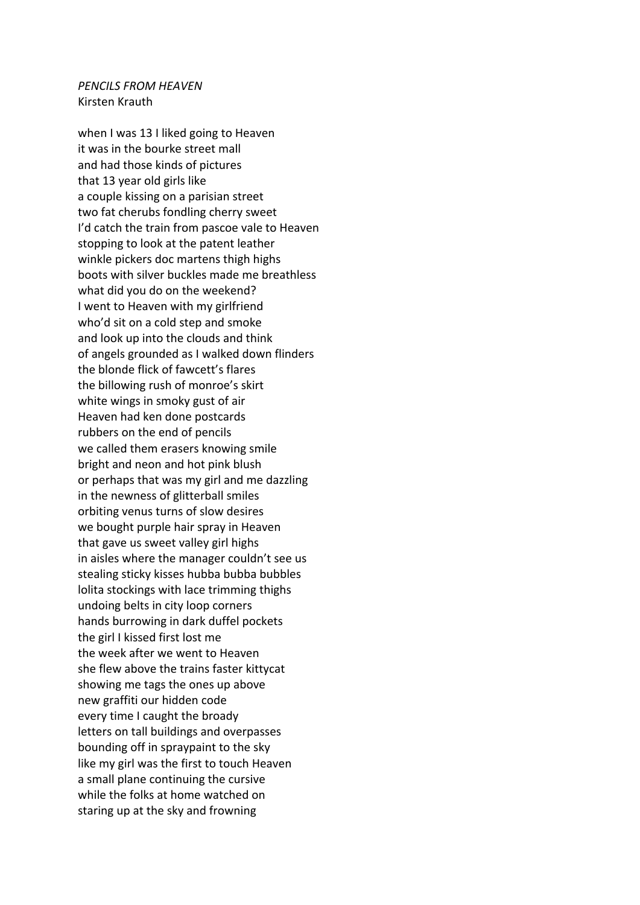*PENCILS FROM HEAVEN*
Kirsten Krauth

when I was 13 I liked going to Heaven
it was in the bourke street mall
and had those kinds of pictures
that 13 year old girls like
a couple kissing on a parisian street
two fat cherubs fondling cherry sweet
I'd catch the train from pascoe vale to Heaven
stopping to look at the patent leather
winkle pickers doc martens thigh highs
boots with silver buckles made me breathless
what did you do on the weekend?
I went to Heaven with my girlfriend
who'd sit on a cold step and smoke
and look up into the clouds and think
of angels grounded as I walked down flinders
the blonde flick of fawcett's flares
the billowing rush of monroe's skirt
white wings in smoky gust of air
Heaven had ken done postcards
rubbers on the end of pencils
we called them erasers knowing smile
bright and neon and hot pink blush
or perhaps that was my girl and me dazzling
in the newness of glitterball smiles
orbiting venus turns of slow desires
we bought purple hair spray in Heaven
that gave us sweet valley girl highs
in aisles where the manager couldn't see us
stealing sticky kisses hubba bubba bubbles
lolita stockings with lace trimming thighs
undoing belts in city loop corners
hands burrowing in dark duffel pockets
the girl I kissed first lost me
the week after we went to Heaven
she flew above the trains faster kittycat
showing me tags the ones up above
new graffiti our hidden code
every time I caught the broady
letters on tall buildings and overpasses
bounding off in spraypaint to the sky
like my girl was the first to touch Heaven
a small plane continuing the cursive
while the folks at home watched on
staring up at the sky and frowning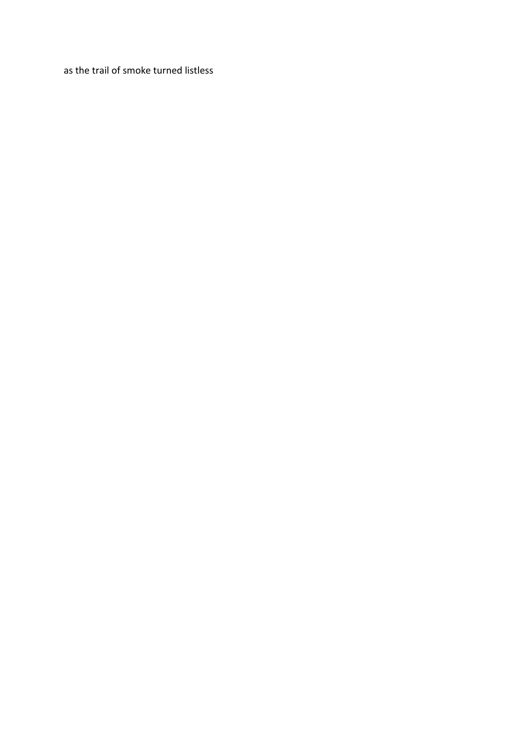as the trail of smoke turned listless